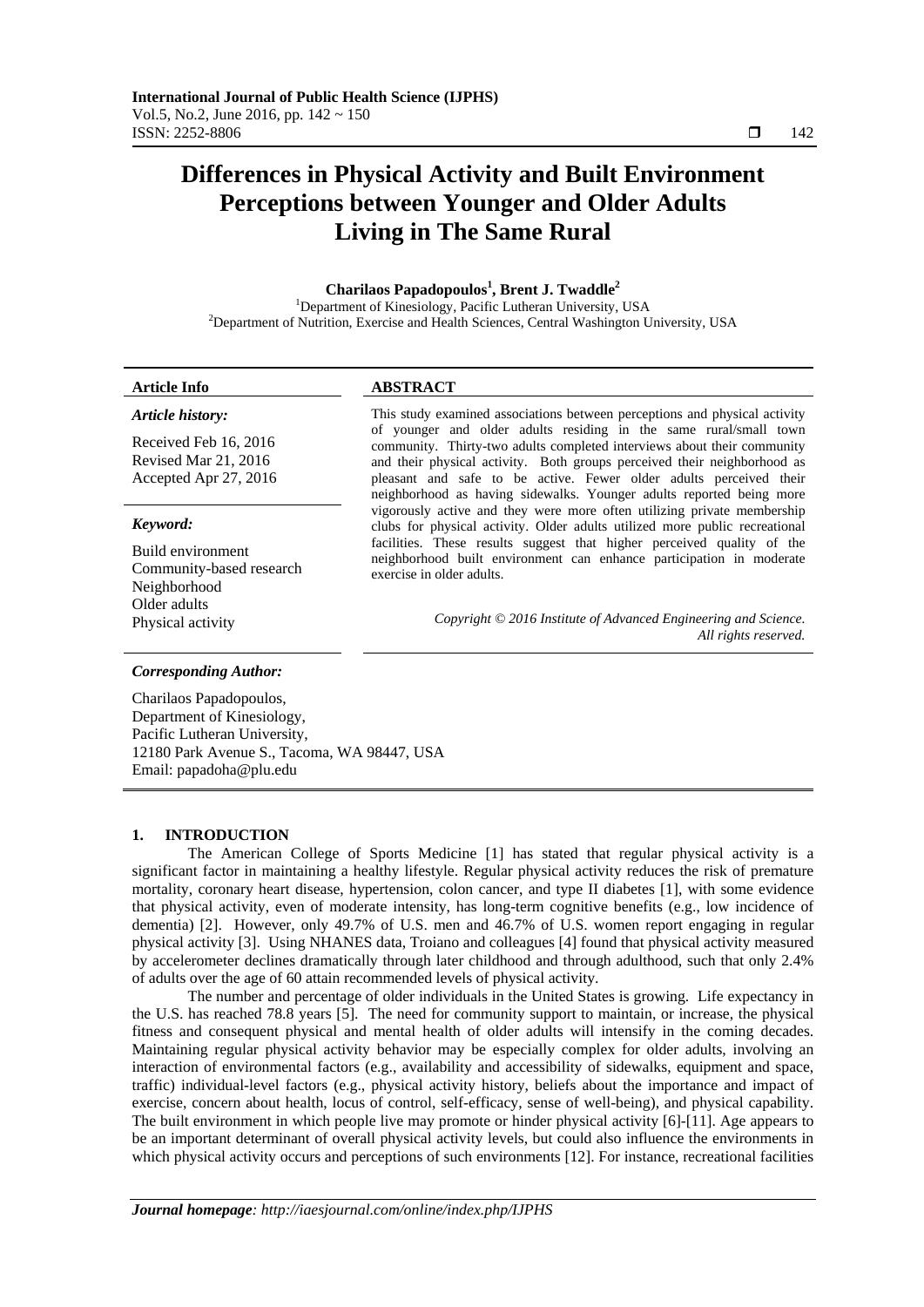# Differences in Physical Activity and Built Environment Perceptions between Younger and Older Adults Living in The Same Rural

**Charilaos Papadopoulos[1], Brent J. Twaddle[2]**

[1]Department of Kinesiology, Pacific Lutheran University, USA
[2]Department of Nutrition, Exercise and Health Sciences, Central Washington University, USA

**Article Info**

*Article history:*

Received Feb 16, 2016
Revised Mar 21, 2016
Accepted Apr 27, 2016

*Keyword:*

Build environment
Community-based research
Neighborhood
Older adults
Physical activity

**ABSTRACT**

This study examined associations between perceptions and physical activity of younger and older adults residing in the same rural/small town community. Thirty-two adults completed interviews about their community and their physical activity. Both groups perceived their neighborhood as pleasant and safe to be active. Fewer older adults perceived their neighborhood as having sidewalks. Younger adults reported being more vigorously active and they were more often utilizing private membership clubs for physical activity. Older adults utilized more public recreational facilities. These results suggest that higher perceived quality of the neighborhood built environment can enhance participation in moderate exercise in older adults.

*Copyright © 2016 Institute of Advanced Engineering and Science. All rights reserved.*

***Corresponding Author:***

Charilaos Papadopoulos,
Department of Kinesiology,
Pacific Lutheran University,
12180 Park Avenue S., Tacoma, WA 98447, USA
Email: papadoha@plu.edu

## 1. INTRODUCTION

The American College of Sports Medicine [1] has stated that regular physical activity is a significant factor in maintaining a healthy lifestyle. Regular physical activity reduces the risk of premature mortality, coronary heart disease, hypertension, colon cancer, and type II diabetes [1], with some evidence that physical activity, even of moderate intensity, has long-term cognitive benefits (e.g., low incidence of dementia) [2]. However, only 49.7% of U.S. men and 46.7% of U.S. women report engaging in regular physical activity [3]. Using NHANES data, Troiano and colleagues [4] found that physical activity measured by accelerometer declines dramatically through later childhood and through adulthood, such that only 2.4% of adults over the age of 60 attain recommended levels of physical activity.

The number and percentage of older individuals in the United States is growing. Life expectancy in the U.S. has reached 78.8 years [5]. The need for community support to maintain, or increase, the physical fitness and consequent physical and mental health of older adults will intensify in the coming decades. Maintaining regular physical activity behavior may be especially complex for older adults, involving an interaction of environmental factors (e.g., availability and accessibility of sidewalks, equipment and space, traffic) individual-level factors (e.g., physical activity history, beliefs about the importance and impact of exercise, concern about health, locus of control, self-efficacy, sense of well-being), and physical capability. The built environment in which people live may promote or hinder physical activity [6]-[11]. Age appears to be an important determinant of overall physical activity levels, but could also influence the environments in which physical activity occurs and perceptions of such environments [12]. For instance, recreational facilities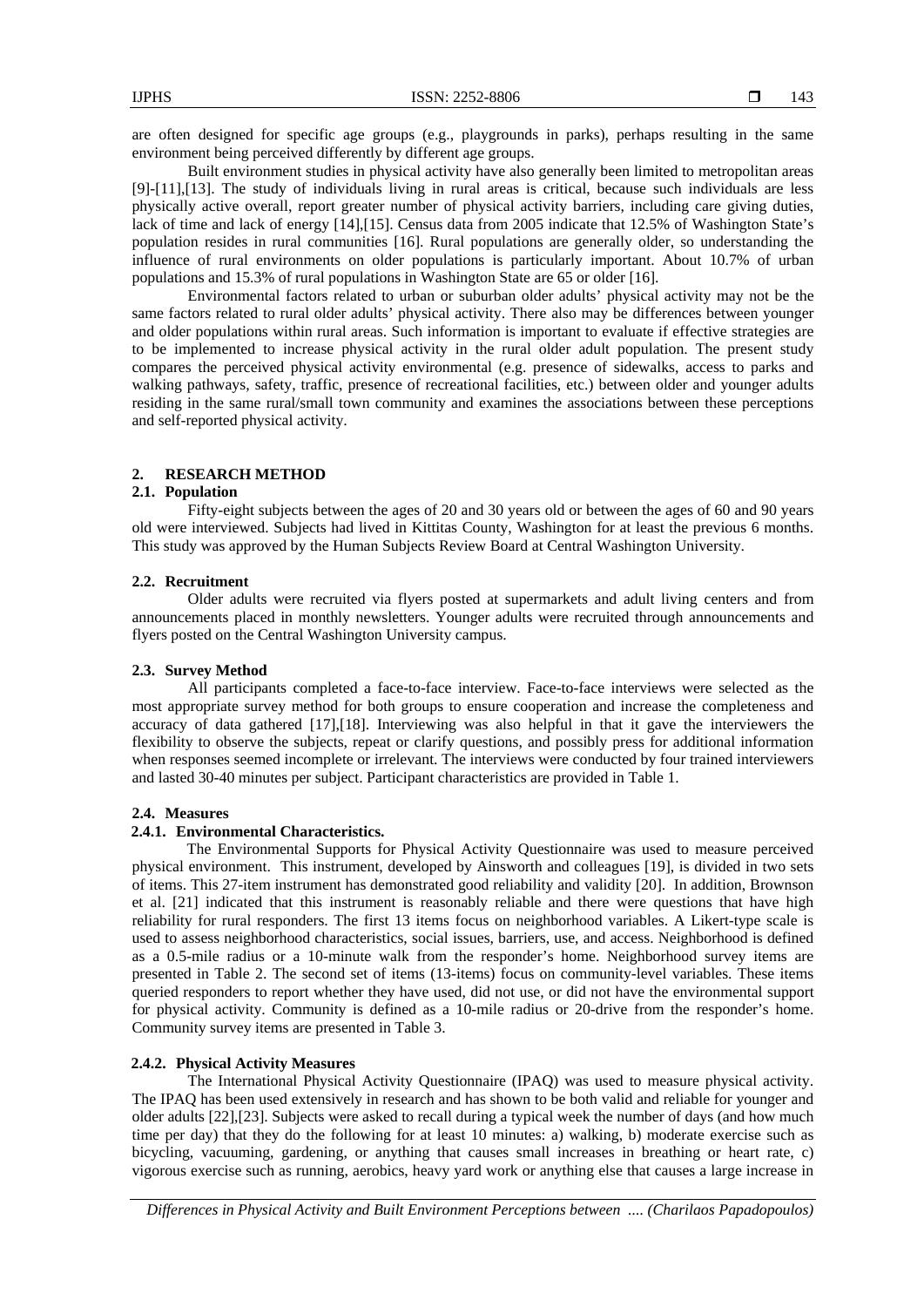are often designed for specific age groups (e.g., playgrounds in parks), perhaps resulting in the same environment being perceived differently by different age groups.

Built environment studies in physical activity have also generally been limited to metropolitan areas [9]-[11],[13]. The study of individuals living in rural areas is critical, because such individuals are less physically active overall, report greater number of physical activity barriers, including care giving duties, lack of time and lack of energy [14],[15]. Census data from 2005 indicate that 12.5% of Washington State's population resides in rural communities [16]. Rural populations are generally older, so understanding the influence of rural environments on older populations is particularly important. About 10.7% of urban populations and 15.3% of rural populations in Washington State are 65 or older [16].

Environmental factors related to urban or suburban older adults' physical activity may not be the same factors related to rural older adults' physical activity. There also may be differences between younger and older populations within rural areas. Such information is important to evaluate if effective strategies are to be implemented to increase physical activity in the rural older adult population. The present study compares the perceived physical activity environmental (e.g. presence of sidewalks, access to parks and walking pathways, safety, traffic, presence of recreational facilities, etc.) between older and younger adults residing in the same rural/small town community and examines the associations between these perceptions and self-reported physical activity.

## 2. RESEARCH METHOD

### 2.1. Population

Fifty-eight subjects between the ages of 20 and 30 years old or between the ages of 60 and 90 years old were interviewed. Subjects had lived in Kittitas County, Washington for at least the previous 6 months. This study was approved by the Human Subjects Review Board at Central Washington University.

### 2.2. Recruitment

Older adults were recruited via flyers posted at supermarkets and adult living centers and from announcements placed in monthly newsletters. Younger adults were recruited through announcements and flyers posted on the Central Washington University campus.

### 2.3. Survey Method

All participants completed a face-to-face interview. Face-to-face interviews were selected as the most appropriate survey method for both groups to ensure cooperation and increase the completeness and accuracy of data gathered [17],[18]. Interviewing was also helpful in that it gave the interviewers the flexibility to observe the subjects, repeat or clarify questions, and possibly press for additional information when responses seemed incomplete or irrelevant. The interviews were conducted by four trained interviewers and lasted 30-40 minutes per subject. Participant characteristics are provided in Table 1.

### 2.4. Measures

#### 2.4.1. Environmental Characteristics.

The Environmental Supports for Physical Activity Questionnaire was used to measure perceived physical environment. This instrument, developed by Ainsworth and colleagues [19], is divided in two sets of items. This 27-item instrument has demonstrated good reliability and validity [20]. In addition, Brownson et al. [21] indicated that this instrument is reasonably reliable and there were questions that have high reliability for rural responders. The first 13 items focus on neighborhood variables. A Likert-type scale is used to assess neighborhood characteristics, social issues, barriers, use, and access. Neighborhood is defined as a 0.5-mile radius or a 10-minute walk from the responder's home. Neighborhood survey items are presented in Table 2. The second set of items (13-items) focus on community-level variables. These items queried responders to report whether they have used, did not use, or did not have the environmental support for physical activity. Community is defined as a 10-mile radius or 20-drive from the responder's home. Community survey items are presented in Table 3.

#### 2.4.2. Physical Activity Measures

The International Physical Activity Questionnaire (IPAQ) was used to measure physical activity. The IPAQ has been used extensively in research and has shown to be both valid and reliable for younger and older adults [22],[23]. Subjects were asked to recall during a typical week the number of days (and how much time per day) that they do the following for at least 10 minutes: a) walking, b) moderate exercise such as bicycling, vacuuming, gardening, or anything that causes small increases in breathing or heart rate, c) vigorous exercise such as running, aerobics, heavy yard work or anything else that causes a large increase in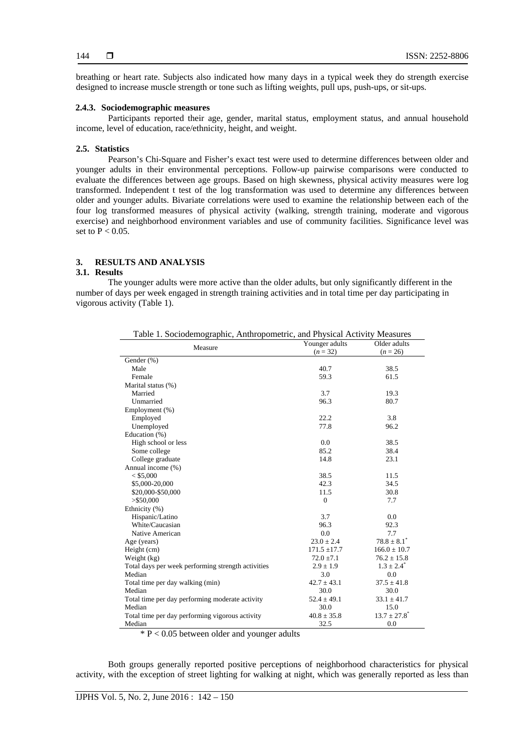breathing or heart rate. Subjects also indicated how many days in a typical week they do strength exercise designed to increase muscle strength or tone such as lifting weights, pull ups, push-ups, or sit-ups.

#### 2.4.3. Sociodemographic measures

Participants reported their age, gender, marital status, employment status, and annual household income, level of education, race/ethnicity, height, and weight.

### 2.5. Statistics

Pearson's Chi-Square and Fisher's exact test were used to determine differences between older and younger adults in their environmental perceptions. Follow-up pairwise comparisons were conducted to evaluate the differences between age groups. Based on high skewness, physical activity measures were log transformed. Independent t test of the log transformation was used to determine any differences between older and younger adults. Bivariate correlations were used to examine the relationship between each of the four log transformed measures of physical activity (walking, strength training, moderate and vigorous exercise) and neighborhood environment variables and use of community facilities. Significance level was set to $P < 0.05$.

## 3. RESULTS AND ANALYSIS

### 3.1. Results

The younger adults were more active than the older adults, but only significantly different in the number of days per week engaged in strength training activities and in total time per day participating in vigorous activity (Table 1).

Table 1. Sociodemographic, Anthropometric, and Physical Activity Measures

| Measure | Younger adults ($n = 32$) | Older adults ($n = 26$) |
|---|---|---|
| Gender (%) | | |
| Male | 40.7 | 38.5 |
| Female | 59.3 | 61.5 |
| Marital status (%) | | |
| Married | 3.7 | 19.3 |
| Unmarried | 96.3 | 80.7 |
| Employment (%) | | |
| Employed | 22.2 | 3.8 |
| Unemployed | 77.8 | 96.2 |
| Education (%) | | |
| High school or less | 0.0 | 38.5 |
| Some college | 85.2 | 38.4 |
| College graduate | 14.8 | 23.1 |
| Annual income (%) | | |
| < $5,000 | 38.5 | 11.5 |
| $5,000-20,000 | 42.3 | 34.5 |
| $20,000-$50,000 | 11.5 | 30.8 |
| >$50,000 | 0 | 7.7 |
| Ethnicity (%) | | |
| Hispanic/Latino | 3.7 | 0.0 |
| White/Caucasian | 96.3 | 92.3 |
| Native American | 0.0 | 7.7 |
| Age (years) | $23.0 \pm 2.4$ | $78.8 \pm 8.1^{*}$ |
| Height (cm) | $171.5 \pm 17.7$ | $166.0 \pm 10.7$ |
| Weight (kg) | $72.0 \pm 7.1$ | $76.2 \pm 15.8$ |
| Total days per week performing strength activities | $2.9 \pm 1.9$ | $1.3 \pm 2.4^{*}$ |
| Median | 3.0 | 0.0 |
| Total time per day walking (min) | $42.7 \pm 43.1$ | $37.5 \pm 41.8$ |
| Median | 30.0 | 30.0 |
| Total time per day performing moderate activity | $52.4 \pm 49.1$ | $33.1 \pm 41.7$ |
| Median | 30.0 | 15.0 |
| Total time per day performing vigorous activity | $40.8 \pm 35.8$ | $13.7 \pm 27.8^{*}$ |
| Median | 32.5 | 0.0 |

* $P < 0.05$ between older and younger adults

Both groups generally reported positive perceptions of neighborhood characteristics for physical activity, with the exception of street lighting for walking at night, which was generally reported as less than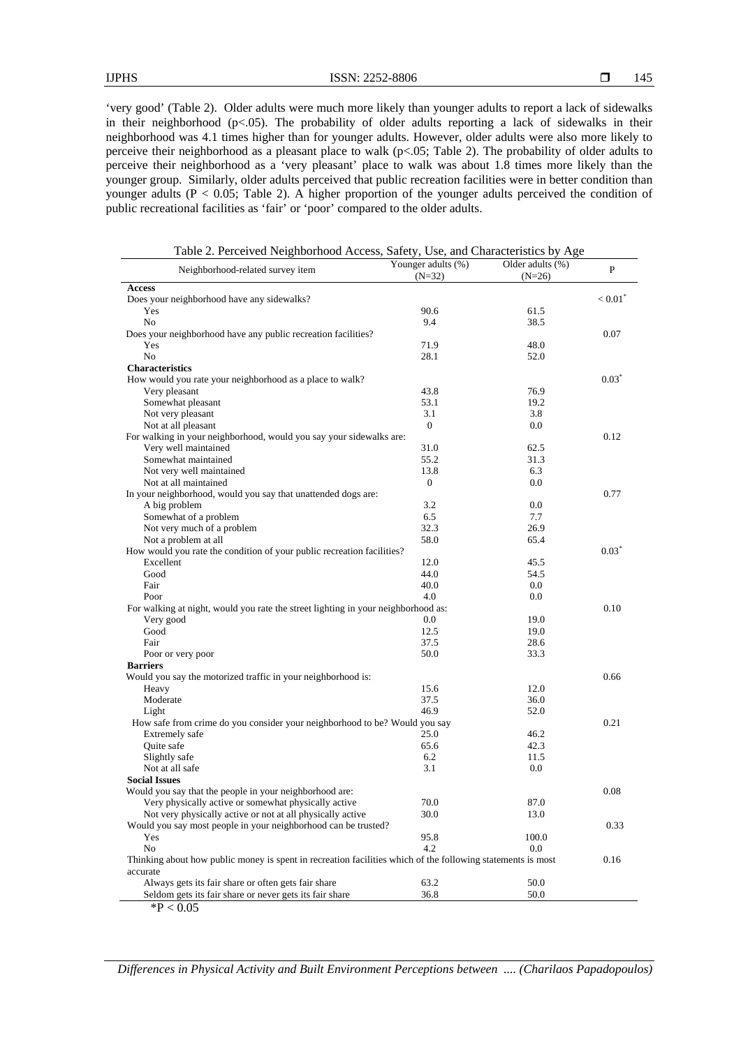'very good' (Table 2). Older adults were much more likely than younger adults to report a lack of sidewalks in their neighborhood ($p<.05$). The probability of older adults reporting a lack of sidewalks in their neighborhood was 4.1 times higher than for younger adults. However, older adults were also more likely to perceive their neighborhood as a pleasant place to walk ($p<.05$; Table 2). The probability of older adults to perceive their neighborhood as a 'very pleasant' place to walk was about 1.8 times more likely than the younger group. Similarly, older adults perceived that public recreation facilities were in better condition than younger adults ($P < 0.05$; Table 2). A higher proportion of the younger adults perceived the condition of public recreational facilities as 'fair' or 'poor' compared to the older adults.

Table 2. Perceived Neighborhood Access, Safety, Use, and Characteristics by Age

| Neighborhood-related survey item | Younger adults (%) (N=32) | Older adults (%) (N=26) | P |
|---|---|---|---|
| **Access** | | | |
| Does your neighborhood have any sidewalks? | | | < 0.01* |
| Yes | 90.6 | 61.5 | |
| No | 9.4 | 38.5 | |
| Does your neighborhood have any public recreation facilities? | | | 0.07 |
| Yes | 71.9 | 48.0 | |
| No | 28.1 | 52.0 | |
| **Characteristics** | | | |
| How would you rate your neighborhood as a place to walk? | | | 0.03* |
| Very pleasant | 43.8 | 76.9 | |
| Somewhat pleasant | 53.1 | 19.2 | |
| Not very pleasant | 3.1 | 3.8 | |
| Not at all pleasant | 0 | 0.0 | |
| For walking in your neighborhood, would you say your sidewalks are: | | | 0.12 |
| Very well maintained | 31.0 | 62.5 | |
| Somewhat maintained | 55.2 | 31.3 | |
| Not very well maintained | 13.8 | 6.3 | |
| Not at all maintained | 0 | 0.0 | |
| In your neighborhood, would you say that unattended dogs are: | | | 0.77 |
| A big problem | 3.2 | 0.0 | |
| Somewhat of a problem | 6.5 | 7.7 | |
| Not very much of a problem | 32.3 | 26.9 | |
| Not a problem at all | 58.0 | 65.4 | |
| How would you rate the condition of your public recreation facilities? | | | 0.03* |
| Excellent | 12.0 | 45.5 | |
| Good | 44.0 | 54.5 | |
| Fair | 40.0 | 0.0 | |
| Poor | 4.0 | 0.0 | |
| For walking at night, would you rate the street lighting in your neighborhood as: | | | 0.10 |
| Very good | 0.0 | 19.0 | |
| Good | 12.5 | 19.0 | |
| Fair | 37.5 | 28.6 | |
| Poor or very poor | 50.0 | 33.3 | |
| **Barriers** | | | |
| Would you say the motorized traffic in your neighborhood is: | | | 0.66 |
| Heavy | 15.6 | 12.0 | |
| Moderate | 37.5 | 36.0 | |
| Light | 46.9 | 52.0 | |
| How safe from crime do you consider your neighborhood to be? Would you say | | | 0.21 |
| Extremely safe | 25.0 | 46.2 | |
| Quite safe | 65.6 | 42.3 | |
| Slightly safe | 6.2 | 11.5 | |
| Not at all safe | 3.1 | 0.0 | |
| **Social Issues** | | | |
| Would you say that the people in your neighborhood are: | | | 0.08 |
| Very physically active or somewhat physically active | 70.0 | 87.0 | |
| Not very physically active or not at all physically active | 30.0 | 13.0 | |
| Would you say most people in your neighborhood can be trusted? | | | 0.33 |
| Yes | 95.8 | 100.0 | |
| No | 4.2 | 0.0 | |
| Thinking about how public money is spent in recreation facilities which of the following statements is most accurate | | | 0.16 |
| Always gets its fair share or often gets fair share | 63.2 | 50.0 | |
| Seldom gets its fair share or never gets its fair share | 36.8 | 50.0 | |

*$P < 0.05$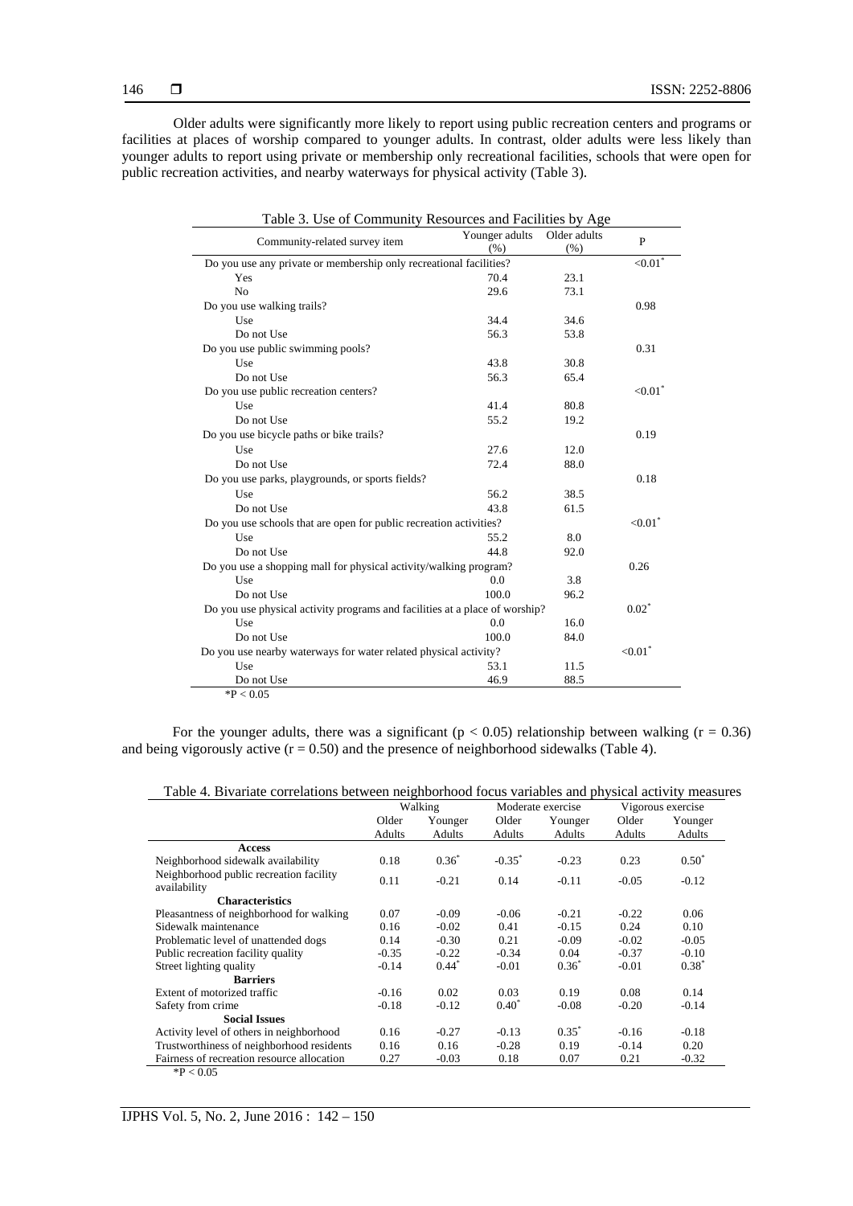Older adults were significantly more likely to report using public recreation centers and programs or facilities at places of worship compared to younger adults. In contrast, older adults were less likely than younger adults to report using private or membership only recreational facilities, schools that were open for public recreation activities, and nearby waterways for physical activity (Table 3).

Table 3. Use of Community Resources and Facilities by Age

| Community-related survey item | Younger adults (%) | Older adults (%) | P |
|---|---|---|---|
| Do you use any private or membership only recreational facilities? | | | <0.01* |
| Yes | 70.4 | 23.1 | |
| No | 29.6 | 73.1 | |
| Do you use walking trails? | | | 0.98 |
| Use | 34.4 | 34.6 | |
| Do not Use | 56.3 | 53.8 | |
| Do you use public swimming pools? | | | 0.31 |
| Use | 43.8 | 30.8 | |
| Do not Use | 56.3 | 65.4 | |
| Do you use public recreation centers? | | | <0.01* |
| Use | 41.4 | 80.8 | |
| Do not Use | 55.2 | 19.2 | |
| Do you use bicycle paths or bike trails? | | | 0.19 |
| Use | 27.6 | 12.0 | |
| Do not Use | 72.4 | 88.0 | |
| Do you use parks, playgrounds, or sports fields? | | | 0.18 |
| Use | 56.2 | 38.5 | |
| Do not Use | 43.8 | 61.5 | |
| Do you use schools that are open for public recreation activities? | | | <0.01* |
| Use | 55.2 | 8.0 | |
| Do not Use | 44.8 | 92.0 | |
| Do you use a shopping mall for physical activity/walking program? | | | 0.26 |
| Use | 0.0 | 3.8 | |
| Do not Use | 100.0 | 96.2 | |
| Do you use physical activity programs and facilities at a place of worship? | | | 0.02* |
| Use | 0.0 | 16.0 | |
| Do not Use | 100.0 | 84.0 | |
| Do you use nearby waterways for water related physical activity? | | | <0.01* |
| Use | 53.1 | 11.5 | |
| Do not Use | 46.9 | 88.5 | |

*P < 0.05

For the younger adults, there was a significant ($p < 0.05$) relationship between walking ($r = 0.36$) and being vigorously active ($r = 0.50$) and the presence of neighborhood sidewalks (Table 4).

Table 4. Bivariate correlations between neighborhood focus variables and physical activity measures

| | Walking | | Moderate exercise | | Vigorous exercise | |
|---|---|---|---|---|---|---|
| | Older Adults | Younger Adults | Older Adults | Younger Adults | Older Adults | Younger Adults |
| **Access** | | | | | | |
| Neighborhood sidewalk availability | 0.18 | 0.36* | -0.35* | -0.23 | 0.23 | 0.50* |
| Neighborhood public recreation facility availability | 0.11 | -0.21 | 0.14 | -0.11 | -0.05 | -0.12 |
| **Characteristics** | | | | | | |
| Pleasantness of neighborhood for walking | 0.07 | -0.09 | -0.06 | -0.21 | -0.22 | 0.06 |
| Sidewalk maintenance | 0.16 | -0.02 | 0.41 | -0.15 | 0.24 | 0.10 |
| Problematic level of unattended dogs | 0.14 | -0.30 | 0.21 | -0.09 | -0.02 | -0.05 |
| Public recreation facility quality | -0.35 | -0.22 | -0.34 | 0.04 | -0.37 | -0.10 |
| Street lighting quality | -0.14 | 0.44* | -0.01 | 0.36* | -0.01 | 0.38* |
| **Barriers** | | | | | | |
| Extent of motorized traffic | -0.16 | 0.02 | 0.03 | 0.19 | 0.08 | 0.14 |
| Safety from crime | -0.18 | -0.12 | 0.40* | -0.08 | -0.20 | -0.14 |
| **Social Issues** | | | | | | |
| Activity level of others in neighborhood | 0.16 | -0.27 | -0.13 | 0.35* | -0.16 | -0.18 |
| Trustworthiness of neighborhood residents | 0.16 | 0.16 | -0.28 | 0.19 | -0.14 | 0.20 |
| Fairness of recreation resource allocation | 0.27 | -0.03 | 0.18 | 0.07 | 0.21 | -0.32 |

*P < 0.05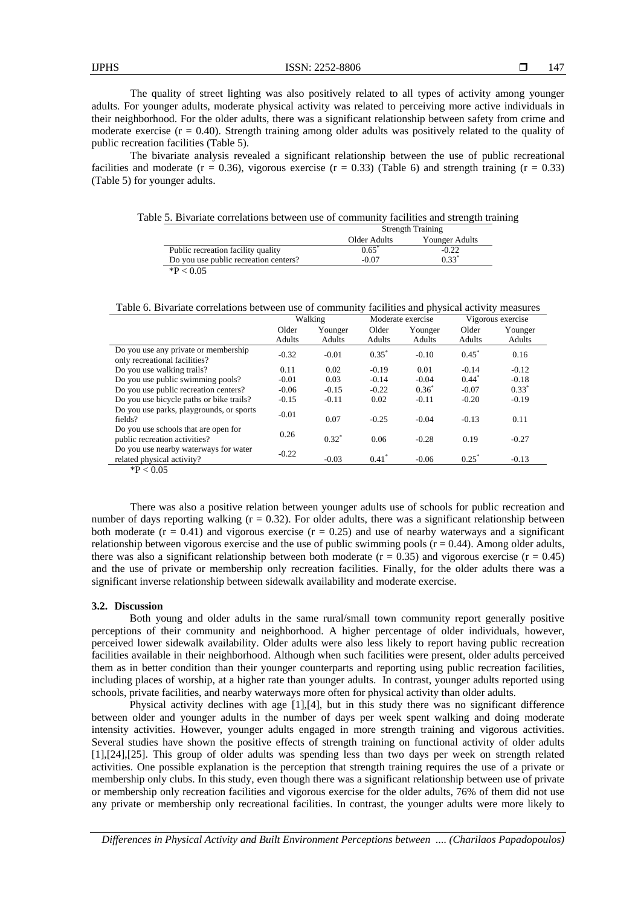The quality of street lighting was also positively related to all types of activity among younger adults. For younger adults, moderate physical activity was related to perceiving more active individuals in their neighborhood. For the older adults, there was a significant relationship between safety from crime and moderate exercise ($r = 0.40$). Strength training among older adults was positively related to the quality of public recreation facilities (Table 5).

The bivariate analysis revealed a significant relationship between the use of public recreational facilities and moderate ($r = 0.36$), vigorous exercise ($r = 0.33$) (Table 6) and strength training ($r = 0.33$) (Table 5) for younger adults.

Table 5. Bivariate correlations between use of community facilities and strength training

| | Strength Training | |
|---|---|---|
| | Older Adults | Younger Adults |
| Public recreation facility quality | 0.65* | -0.22 |
| Do you use public recreation centers? | -0.07 | 0.33* |

*P < 0.05

Table 6. Bivariate correlations between use of community facilities and physical activity measures

| | Walking | | Moderate exercise | | Vigorous exercise | |
|---|---|---|---|---|---|---|
| | Older Adults | Younger Adults | Older Adults | Younger Adults | Older Adults | Younger Adults |
| Do you use any private or membership only recreational facilities? | -0.32 | -0.01 | 0.35* | -0.10 | 0.45* | 0.16 |
| Do you use walking trails? | 0.11 | 0.02 | -0.19 | 0.01 | -0.14 | -0.12 |
| Do you use public swimming pools? | -0.01 | 0.03 | -0.14 | -0.04 | 0.44* | -0.18 |
| Do you use public recreation centers? | -0.06 | -0.15 | -0.22 | 0.36* | -0.07 | 0.33* |
| Do you use bicycle paths or bike trails? | -0.15 | -0.11 | 0.02 | -0.11 | -0.20 | -0.19 |
| Do you use parks, playgrounds, or sports fields? | -0.01 | 0.07 | -0.25 | -0.04 | -0.13 | 0.11 |
| Do you use schools that are open for public recreation activities? | 0.26 | 0.32* | 0.06 | -0.28 | 0.19 | -0.27 |
| Do you use nearby waterways for water related physical activity? | -0.22 | -0.03 | 0.41* | -0.06 | 0.25* | -0.13 |

*P < 0.05

There was also a positive relation between younger adults use of schools for public recreation and number of days reporting walking ($r = 0.32$). For older adults, there was a significant relationship between both moderate ($r = 0.41$) and vigorous exercise ($r = 0.25$) and use of nearby waterways and a significant relationship between vigorous exercise and the use of public swimming pools ($r = 0.44$). Among older adults, there was also a significant relationship between both moderate ($r = 0.35$) and vigorous exercise ($r = 0.45$) and the use of private or membership only recreation facilities. Finally, for the older adults there was a significant inverse relationship between sidewalk availability and moderate exercise.

### 3.2. Discussion

Both young and older adults in the same rural/small town community report generally positive perceptions of their community and neighborhood. A higher percentage of older individuals, however, perceived lower sidewalk availability. Older adults were also less likely to report having public recreation facilities available in their neighborhood. Although when such facilities were present, older adults perceived them as in better condition than their younger counterparts and reporting using public recreation facilities, including places of worship, at a higher rate than younger adults. In contrast, younger adults reported using schools, private facilities, and nearby waterways more often for physical activity than older adults.

Physical activity declines with age [1],[4], but in this study there was no significant difference between older and younger adults in the number of days per week spent walking and doing moderate intensity activities. However, younger adults engaged in more strength training and vigorous activities. Several studies have shown the positive effects of strength training on functional activity of older adults [1],[24],[25]. This group of older adults was spending less than two days per week on strength related activities. One possible explanation is the perception that strength training requires the use of a private or membership only clubs. In this study, even though there was a significant relationship between use of private or membership only recreation facilities and vigorous exercise for the older adults, 76% of them did not use any private or membership only recreational facilities. In contrast, the younger adults were more likely to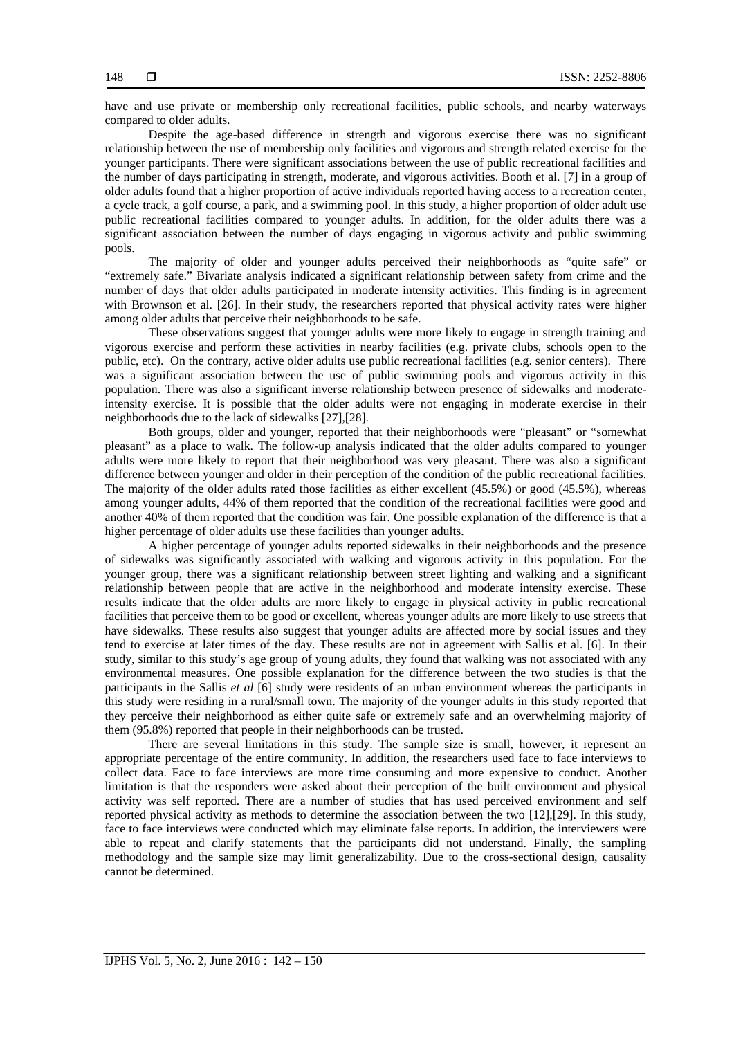have and use private or membership only recreational facilities, public schools, and nearby waterways compared to older adults.

Despite the age-based difference in strength and vigorous exercise there was no significant relationship between the use of membership only facilities and vigorous and strength related exercise for the younger participants. There were significant associations between the use of public recreational facilities and the number of days participating in strength, moderate, and vigorous activities. Booth et al. [7] in a group of older adults found that a higher proportion of active individuals reported having access to a recreation center, a cycle track, a golf course, a park, and a swimming pool. In this study, a higher proportion of older adult use public recreational facilities compared to younger adults. In addition, for the older adults there was a significant association between the number of days engaging in vigorous activity and public swimming pools.

The majority of older and younger adults perceived their neighborhoods as "quite safe" or "extremely safe." Bivariate analysis indicated a significant relationship between safety from crime and the number of days that older adults participated in moderate intensity activities. This finding is in agreement with Brownson et al. [26]. In their study, the researchers reported that physical activity rates were higher among older adults that perceive their neighborhoods to be safe.

These observations suggest that younger adults were more likely to engage in strength training and vigorous exercise and perform these activities in nearby facilities (e.g. private clubs, schools open to the public, etc). On the contrary, active older adults use public recreational facilities (e.g. senior centers). There was a significant association between the use of public swimming pools and vigorous activity in this population. There was also a significant inverse relationship between presence of sidewalks and moderate-intensity exercise. It is possible that the older adults were not engaging in moderate exercise in their neighborhoods due to the lack of sidewalks [27],[28].

Both groups, older and younger, reported that their neighborhoods were "pleasant" or "somewhat pleasant" as a place to walk. The follow-up analysis indicated that the older adults compared to younger adults were more likely to report that their neighborhood was very pleasant. There was also a significant difference between younger and older in their perception of the condition of the public recreational facilities. The majority of the older adults rated those facilities as either excellent (45.5%) or good (45.5%), whereas among younger adults, 44% of them reported that the condition of the recreational facilities were good and another 40% of them reported that the condition was fair. One possible explanation of the difference is that a higher percentage of older adults use these facilities than younger adults.

A higher percentage of younger adults reported sidewalks in their neighborhoods and the presence of sidewalks was significantly associated with walking and vigorous activity in this population. For the younger group, there was a significant relationship between street lighting and walking and a significant relationship between people that are active in the neighborhood and moderate intensity exercise. These results indicate that the older adults are more likely to engage in physical activity in public recreational facilities that perceive them to be good or excellent, whereas younger adults are more likely to use streets that have sidewalks. These results also suggest that younger adults are affected more by social issues and they tend to exercise at later times of the day. These results are not in agreement with Sallis et al. [6]. In their study, similar to this study's age group of young adults, they found that walking was not associated with any environmental measures. One possible explanation for the difference between the two studies is that the participants in the Sallis *et al* [6] study were residents of an urban environment whereas the participants in this study were residing in a rural/small town. The majority of the younger adults in this study reported that they perceive their neighborhood as either quite safe or extremely safe and an overwhelming majority of them (95.8%) reported that people in their neighborhoods can be trusted.

There are several limitations in this study. The sample size is small, however, it represent an appropriate percentage of the entire community. In addition, the researchers used face to face interviews to collect data. Face to face interviews are more time consuming and more expensive to conduct. Another limitation is that the responders were asked about their perception of the built environment and physical activity was self reported. There are a number of studies that has used perceived environment and self reported physical activity as methods to determine the association between the two [12],[29]. In this study, face to face interviews were conducted which may eliminate false reports. In addition, the interviewers were able to repeat and clarify statements that the participants did not understand. Finally, the sampling methodology and the sample size may limit generalizability. Due to the cross-sectional design, causality cannot be determined.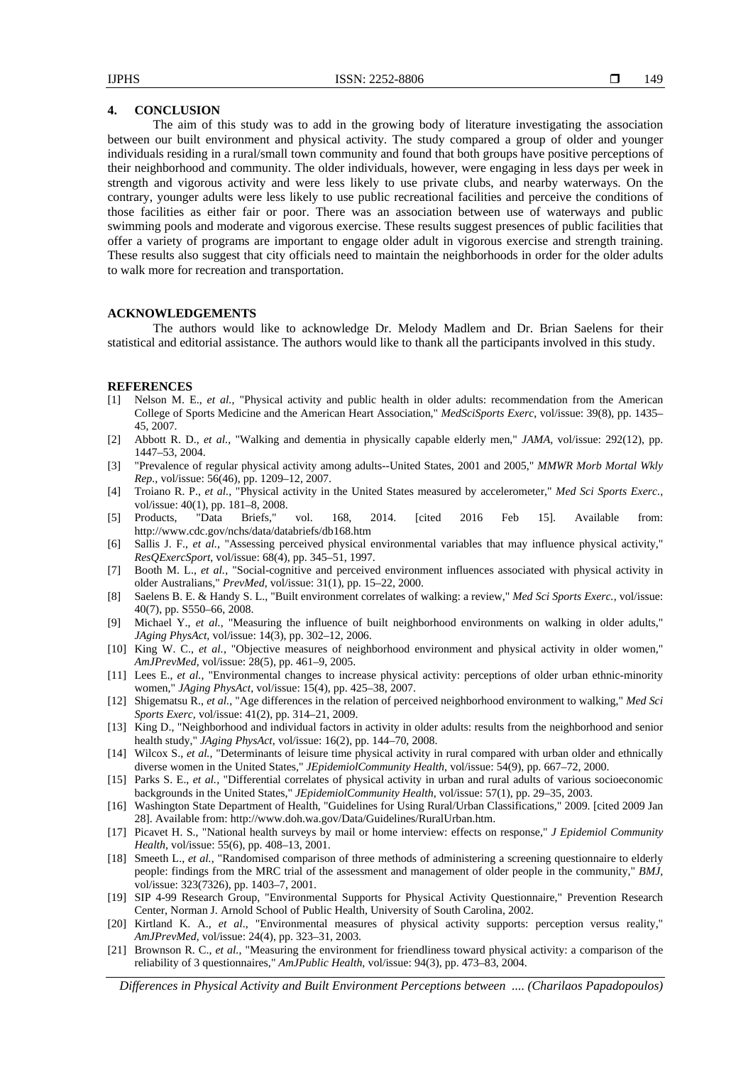## 4. CONCLUSION

The aim of this study was to add in the growing body of literature investigating the association between our built environment and physical activity. The study compared a group of older and younger individuals residing in a rural/small town community and found that both groups have positive perceptions of their neighborhood and community. The older individuals, however, were engaging in less days per week in strength and vigorous activity and were less likely to use private clubs, and nearby waterways. On the contrary, younger adults were less likely to use public recreational facilities and perceive the conditions of those facilities as either fair or poor. There was an association between use of waterways and public swimming pools and moderate and vigorous exercise. These results suggest presences of public facilities that offer a variety of programs are important to engage older adult in vigorous exercise and strength training. These results also suggest that city officials need to maintain the neighborhoods in order for the older adults to walk more for recreation and transportation.

## ACKNOWLEDGEMENTS

The authors would like to acknowledge Dr. Melody Madlem and Dr. Brian Saelens for their statistical and editorial assistance. The authors would like to thank all the participants involved in this study.

## REFERENCES

[1] Nelson M. E., *et al.*, "Physical activity and public health in older adults: recommendation from the American College of Sports Medicine and the American Heart Association," *MedSciSports Exerc*, vol/issue: 39(8), pp. 1435–45, 2007.

[2] Abbott R. D., *et al.*, "Walking and dementia in physically capable elderly men," *JAMA*, vol/issue: 292(12), pp. 1447–53, 2004.

[3] "Prevalence of regular physical activity among adults--United States, 2001 and 2005," *MMWR Morb Mortal Wkly Rep.*, vol/issue: 56(46), pp. 1209–12, 2007.

[4] Troiano R. P., *et al.*, "Physical activity in the United States measured by accelerometer," *Med Sci Sports Exerc.*, vol/issue: 40(1), pp. 181–8, 2008.

[5] Products, "Data Briefs," vol. 168, 2014. [cited 2016 Feb 15]. Available from: http://www.cdc.gov/nchs/data/databriefs/db168.htm

[6] Sallis J. F., *et al.*, "Assessing perceived physical environmental variables that may influence physical activity," *ResQExercSport*, vol/issue: 68(4), pp. 345–51, 1997.

[7] Booth M. L., *et al.*, "Social-cognitive and perceived environment influences associated with physical activity in older Australians," *PrevMed*, vol/issue: 31(1), pp. 15–22, 2000.

[8] Saelens B. E. & Handy S. L., "Built environment correlates of walking: a review," *Med Sci Sports Exerc.*, vol/issue: 40(7), pp. S550–66, 2008.

[9] Michael Y., *et al.*, "Measuring the influence of built neighborhood environments on walking in older adults," *JAging PhysAct*, vol/issue: 14(3), pp. 302–12, 2006.

[10] King W. C., *et al.*, "Objective measures of neighborhood environment and physical activity in older women," *AmJPrevMed*, vol/issue: 28(5), pp. 461–9, 2005.

[11] Lees E., *et al.*, "Environmental changes to increase physical activity: perceptions of older urban ethnic-minority women," *JAging PhysAct*, vol/issue: 15(4), pp. 425–38, 2007.

[12] Shigematsu R., *et al.*, "Age differences in the relation of perceived neighborhood environment to walking," *Med Sci Sports Exerc*, vol/issue: 41(2), pp. 314–21, 2009.

[13] King D., "Neighborhood and individual factors in activity in older adults: results from the neighborhood and senior health study," *JAging PhysAct*, vol/issue: 16(2), pp. 144–70, 2008.

[14] Wilcox S., *et al.*, "Determinants of leisure time physical activity in rural compared with urban older and ethnically diverse women in the United States," *JEpidemiolCommunity Health*, vol/issue: 54(9), pp. 667–72, 2000.

[15] Parks S. E., *et al.*, "Differential correlates of physical activity in urban and rural adults of various socioeconomic backgrounds in the United States," *JEpidemiolCommunity Health*, vol/issue: 57(1), pp. 29–35, 2003.

[16] Washington State Department of Health, "Guidelines for Using Rural/Urban Classifications," 2009. [cited 2009 Jan 28]. Available from: http://www.doh.wa.gov/Data/Guidelines/RuralUrban.htm.

[17] Picavet H. S., "National health surveys by mail or home interview: effects on response," *J Epidemiol Community Health*, vol/issue: 55(6), pp. 408–13, 2001.

[18] Smeeth L., *et al.*, "Randomised comparison of three methods of administering a screening questionnaire to elderly people: findings from the MRC trial of the assessment and management of older people in the community," *BMJ*, vol/issue: 323(7326), pp. 1403–7, 2001.

[19] SIP 4-99 Research Group, "Environmental Supports for Physical Activity Questionnaire," Prevention Research Center, Norman J. Arnold School of Public Health, University of South Carolina, 2002.

[20] Kirtland K. A., *et al.*, "Environmental measures of physical activity supports: perception versus reality," *AmJPrevMed*, vol/issue: 24(4), pp. 323–31, 2003.

[21] Brownson R. C., *et al.*, "Measuring the environment for friendliness toward physical activity: a comparison of the reliability of 3 questionnaires," *AmJPublic Health*, vol/issue: 94(3), pp. 473–83, 2004.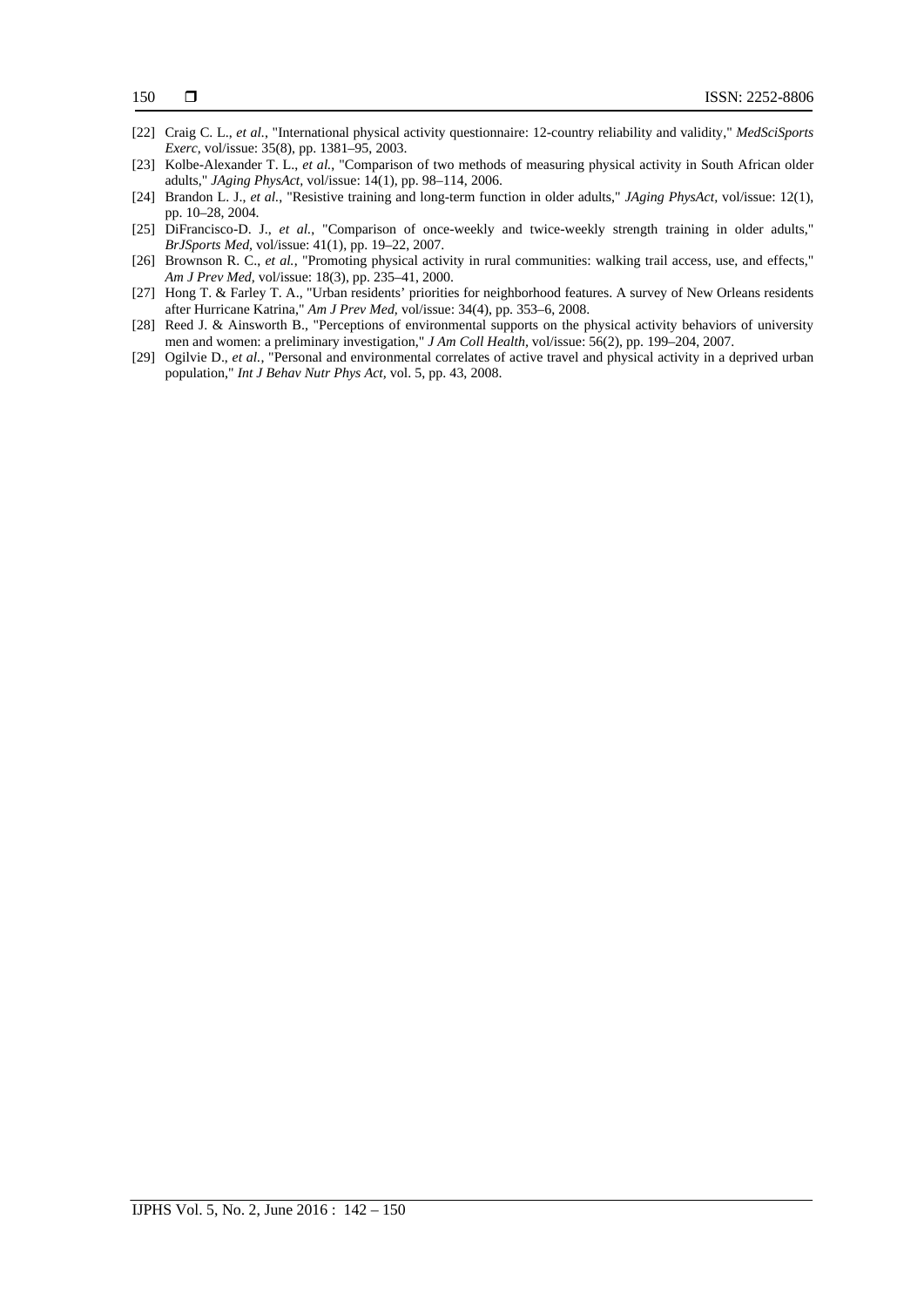[22] Craig C. L., *et al.*, "International physical activity questionnaire: 12-country reliability and validity," *MedSciSports Exerc*, vol/issue: 35(8), pp. 1381–95, 2003.

[23] Kolbe-Alexander T. L., *et al.*, "Comparison of two methods of measuring physical activity in South African older adults," *JAging PhysAct*, vol/issue: 14(1), pp. 98–114, 2006.

[24] Brandon L. J., *et al.*, "Resistive training and long-term function in older adults," *JAging PhysAct*, vol/issue: 12(1), pp. 10–28, 2004.

[25] DiFrancisco-D. J., *et al.*, "Comparison of once-weekly and twice-weekly strength training in older adults," *BrJSports Med*, vol/issue: 41(1), pp. 19–22, 2007.

[26] Brownson R. C., *et al.*, "Promoting physical activity in rural communities: walking trail access, use, and effects," *Am J Prev Med*, vol/issue: 18(3), pp. 235–41, 2000.

[27] Hong T. & Farley T. A., "Urban residents' priorities for neighborhood features. A survey of New Orleans residents after Hurricane Katrina," *Am J Prev Med*, vol/issue: 34(4), pp. 353–6, 2008.

[28] Reed J. & Ainsworth B., "Perceptions of environmental supports on the physical activity behaviors of university men and women: a preliminary investigation," *J Am Coll Health*, vol/issue: 56(2), pp. 199–204, 2007.

[29] Ogilvie D., *et al.*, "Personal and environmental correlates of active travel and physical activity in a deprived urban population," *Int J Behav Nutr Phys Act*, vol. 5, pp. 43, 2008.